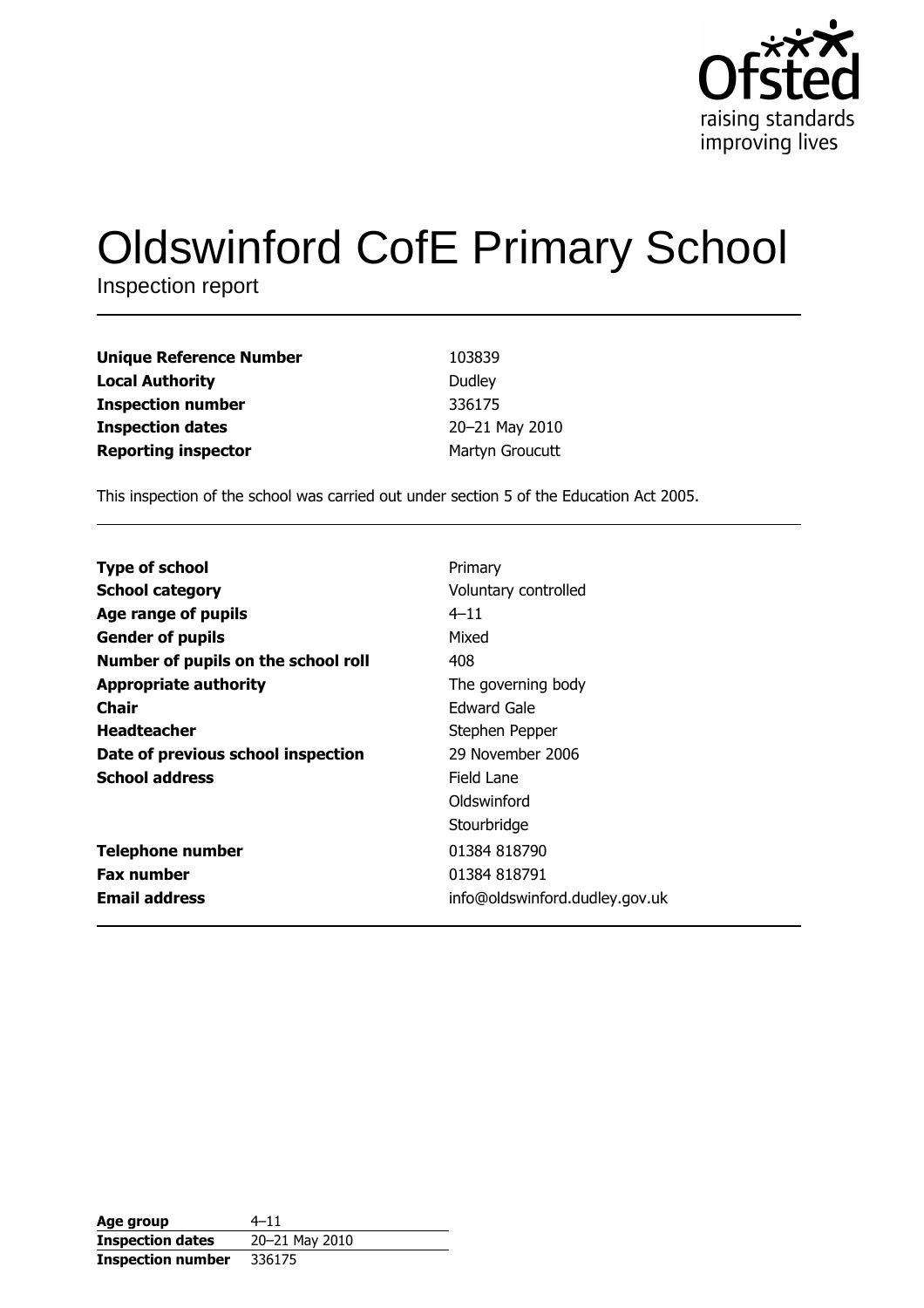Ofsted
raising standards
improving lives

# Oldswinford CofE Primary School

Inspection report

| | |
|---|---|
| **Unique Reference Number** | 103839 |
| **Local Authority** | Dudley |
| **Inspection number** | 336175 |
| **Inspection dates** | 20–21 May 2010 |
| **Reporting inspector** | Martyn Groucutt |

This inspection of the school was carried out under section 5 of the Education Act 2005.

| | |
|---|---|
| **Type of school** | Primary |
| **School category** | Voluntary controlled |
| **Age range of pupils** | 4–11 |
| **Gender of pupils** | Mixed |
| **Number of pupils on the school roll** | 408 |
| **Appropriate authority** | The governing body |
| **Chair** | Edward Gale |
| **Headteacher** | Stephen Pepper |
| **Date of previous school inspection** | 29 November 2006 |
| **School address** | Field Lane<br>Oldswinford<br>Stourbridge |
| **Telephone number** | 01384 818790 |
| **Fax number** | 01384 818791 |
| **Email address** | info@oldswinford.dudley.gov.uk |

| | |
|---|---|
| **Age group** | 4–11 |
| **Inspection dates** | 20–21 May 2010 |
| **Inspection number** | 336175 |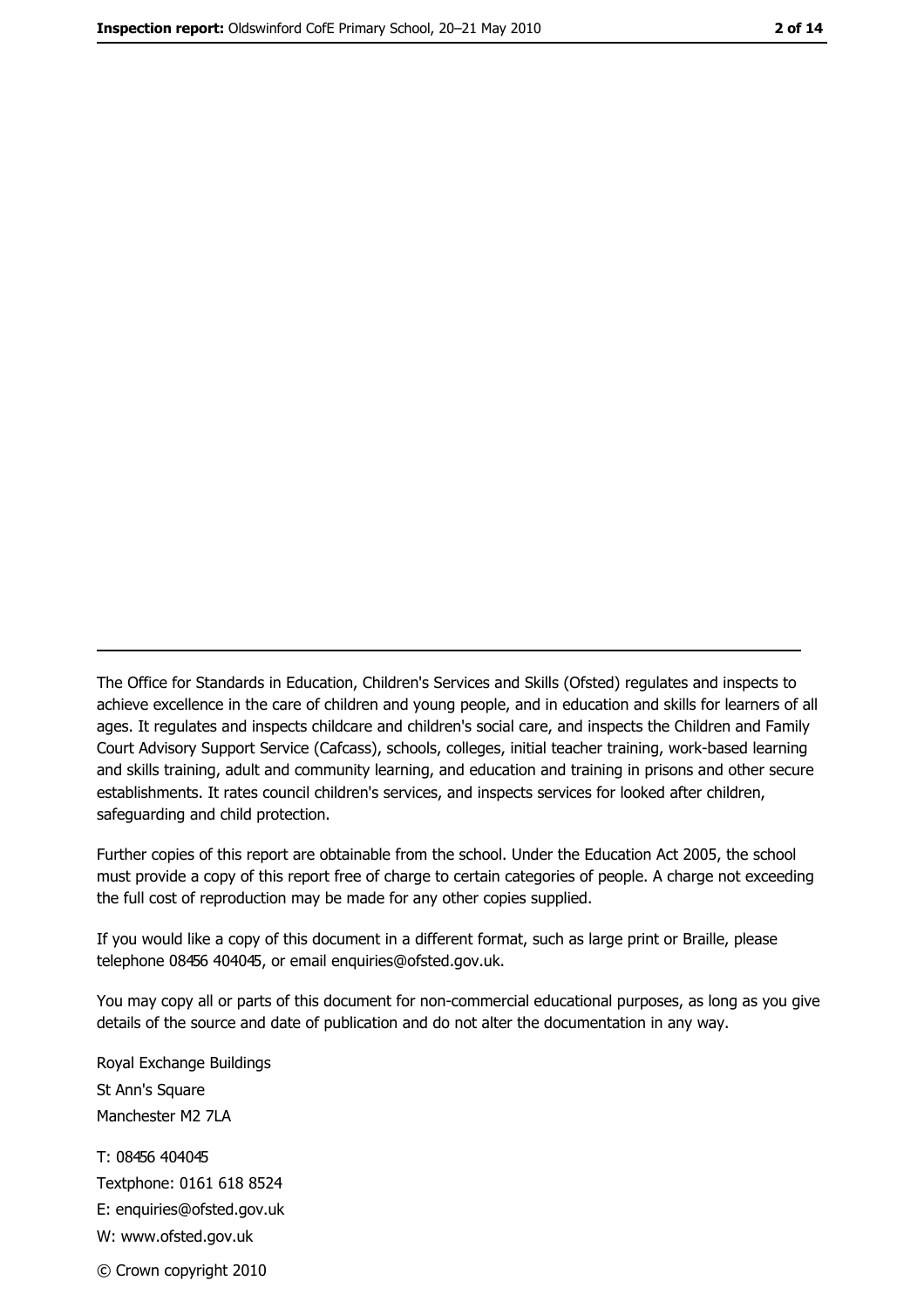The Office for Standards in Education, Children's Services and Skills (Ofsted) regulates and inspects to achieve excellence in the care of children and young people, and in education and skills for learners of all ages. It regulates and inspects childcare and children's social care, and inspects the Children and Family Court Advisory Support Service (Cafcass), schools, colleges, initial teacher training, work-based learning and skills training, adult and community learning, and education and training in prisons and other secure establishments. It rates council children's services, and inspects services for looked after children, safeguarding and child protection.

Further copies of this report are obtainable from the school. Under the Education Act 2005, the school must provide a copy of this report free of charge to certain categories of people. A charge not exceeding the full cost of reproduction may be made for any other copies supplied.

If you would like a copy of this document in a different format, such as large print or Braille, please telephone 08456 404045, or email enquiries@ofsted.gov.uk.

You may copy all or parts of this document for non-commercial educational purposes, as long as you give details of the source and date of publication and do not alter the documentation in any way.

Royal Exchange Buildings
St Ann's Square
Manchester M2 7LA

T: 08456 404045
Textphone: 0161 618 8524
E: enquiries@ofsted.gov.uk
W: www.ofsted.gov.uk

© Crown copyright 2010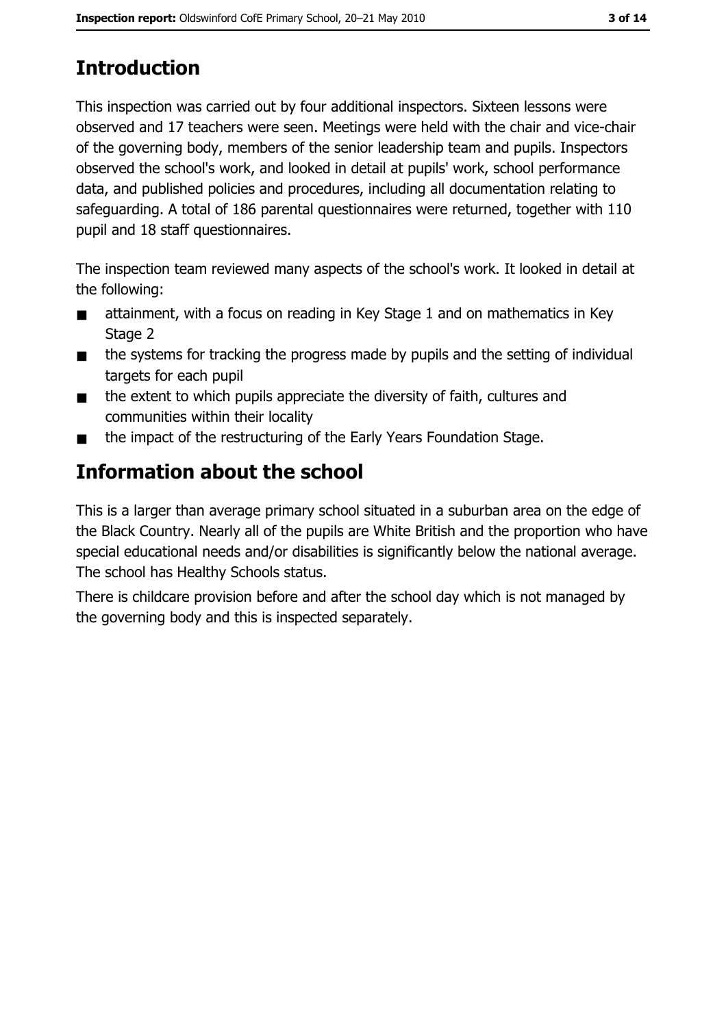## Introduction

This inspection was carried out by four additional inspectors. Sixteen lessons were observed and 17 teachers were seen. Meetings were held with the chair and vice-chair of the governing body, members of the senior leadership team and pupils. Inspectors observed the school's work, and looked in detail at pupils' work, school performance data, and published policies and procedures, including all documentation relating to safeguarding. A total of 186 parental questionnaires were returned, together with 110 pupil and 18 staff questionnaires.

The inspection team reviewed many aspects of the school's work. It looked in detail at the following:

- attainment, with a focus on reading in Key Stage 1 and on mathematics in Key Stage 2
- the systems for tracking the progress made by pupils and the setting of individual targets for each pupil
- the extent to which pupils appreciate the diversity of faith, cultures and communities within their locality
- the impact of the restructuring of the Early Years Foundation Stage.

## Information about the school

This is a larger than average primary school situated in a suburban area on the edge of the Black Country. Nearly all of the pupils are White British and the proportion who have special educational needs and/or disabilities is significantly below the national average. The school has Healthy Schools status.

There is childcare provision before and after the school day which is not managed by the governing body and this is inspected separately.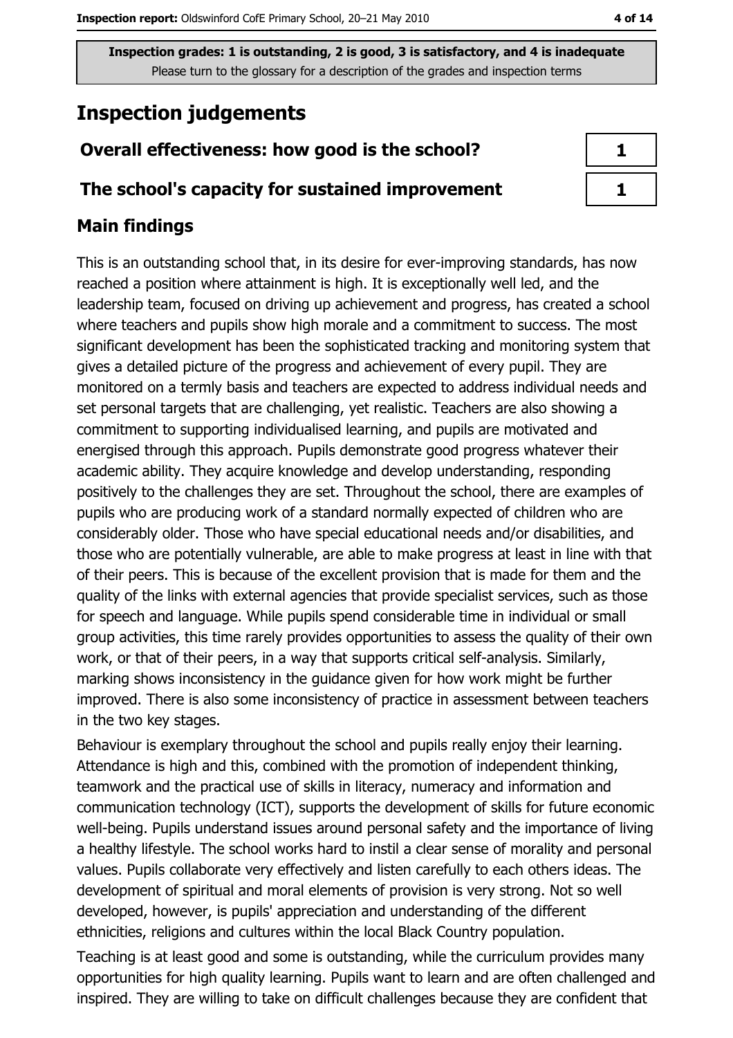**Inspection grades: 1 is outstanding, 2 is good, 3 is satisfactory, and 4 is inadequate**
Please turn to the glossary for a description of the grades and inspection terms

# Inspection judgements

| Overall effectiveness: how good is the school? | 1 |
|---|---|
| The school's capacity for sustained improvement | 1 |

## Main findings

This is an outstanding school that, in its desire for ever-improving standards, has now reached a position where attainment is high. It is exceptionally well led, and the leadership team, focused on driving up achievement and progress, has created a school where teachers and pupils show high morale and a commitment to success. The most significant development has been the sophisticated tracking and monitoring system that gives a detailed picture of the progress and achievement of every pupil. They are monitored on a termly basis and teachers are expected to address individual needs and set personal targets that are challenging, yet realistic. Teachers are also showing a commitment to supporting individualised learning, and pupils are motivated and energised through this approach. Pupils demonstrate good progress whatever their academic ability. They acquire knowledge and develop understanding, responding positively to the challenges they are set. Throughout the school, there are examples of pupils who are producing work of a standard normally expected of children who are considerably older. Those who have special educational needs and/or disabilities, and those who are potentially vulnerable, are able to make progress at least in line with that of their peers. This is because of the excellent provision that is made for them and the quality of the links with external agencies that provide specialist services, such as those for speech and language. While pupils spend considerable time in individual or small group activities, this time rarely provides opportunities to assess the quality of their own work, or that of their peers, in a way that supports critical self-analysis. Similarly, marking shows inconsistency in the guidance given for how work might be further improved. There is also some inconsistency of practice in assessment between teachers in the two key stages.

Behaviour is exemplary throughout the school and pupils really enjoy their learning. Attendance is high and this, combined with the promotion of independent thinking, teamwork and the practical use of skills in literacy, numeracy and information and communication technology (ICT), supports the development of skills for future economic well-being. Pupils understand issues around personal safety and the importance of living a healthy lifestyle. The school works hard to instil a clear sense of morality and personal values. Pupils collaborate very effectively and listen carefully to each others ideas. The development of spiritual and moral elements of provision is very strong. Not so well developed, however, is pupils' appreciation and understanding of the different ethnicities, religions and cultures within the local Black Country population.

Teaching is at least good and some is outstanding, while the curriculum provides many opportunities for high quality learning. Pupils want to learn and are often challenged and inspired. They are willing to take on difficult challenges because they are confident that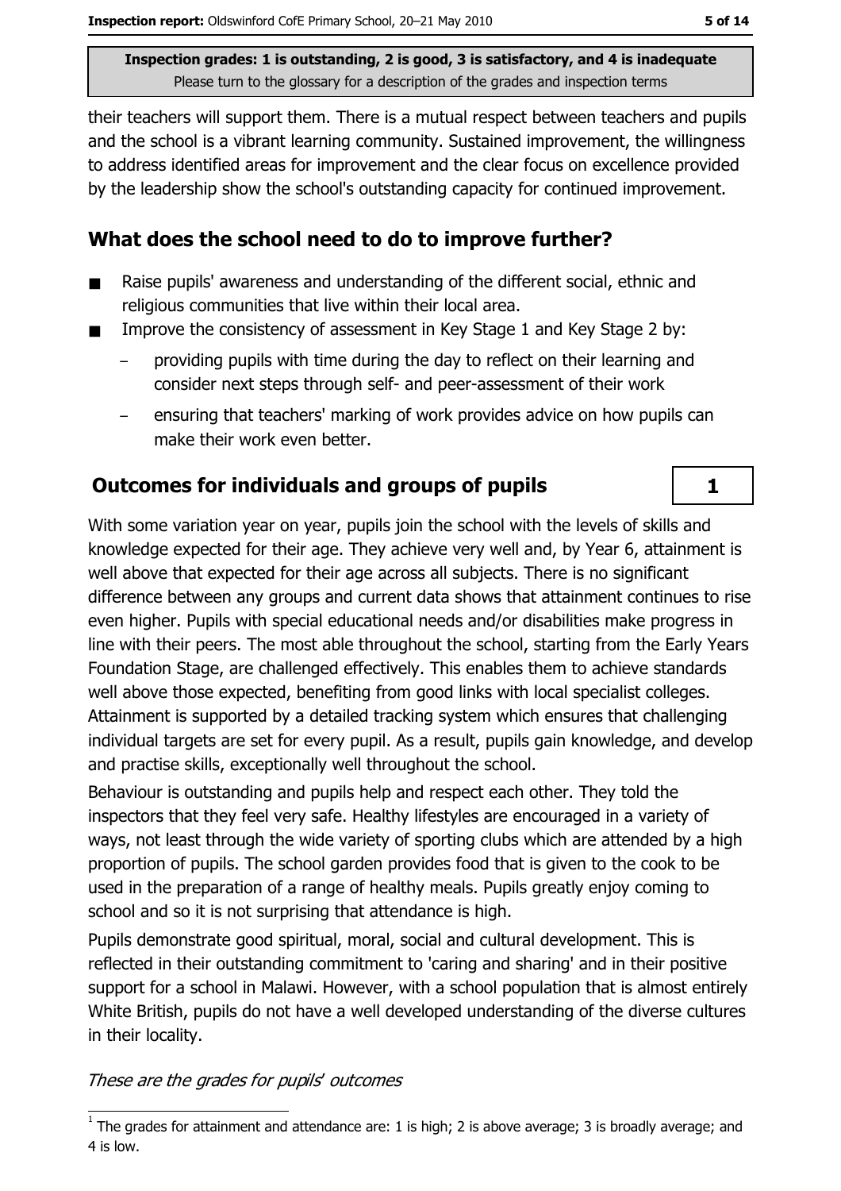their teachers will support them. There is a mutual respect between teachers and pupils and the school is a vibrant learning community. Sustained improvement, the willingness to address identified areas for improvement and the clear focus on excellence provided by the leadership show the school's outstanding capacity for continued improvement.

## What does the school need to do to improve further?

- Raise pupils' awareness and understanding of the different social, ethnic and religious communities that live within their local area.
- Improve the consistency of assessment in Key Stage 1 and Key Stage 2 by:
  - providing pupils with time during the day to reflect on their learning and consider next steps through self- and peer-assessment of their work
  - ensuring that teachers' marking of work provides advice on how pupils can make their work even better.

## Outcomes for individuals and groups of pupils — 1

With some variation year on year, pupils join the school with the levels of skills and knowledge expected for their age. They achieve very well and, by Year 6, attainment is well above that expected for their age across all subjects. There is no significant difference between any groups and current data shows that attainment continues to rise even higher. Pupils with special educational needs and/or disabilities make progress in line with their peers. The most able throughout the school, starting from the Early Years Foundation Stage, are challenged effectively. This enables them to achieve standards well above those expected, benefiting from good links with local specialist colleges. Attainment is supported by a detailed tracking system which ensures that challenging individual targets are set for every pupil. As a result, pupils gain knowledge, and develop and practise skills, exceptionally well throughout the school.

Behaviour is outstanding and pupils help and respect each other. They told the inspectors that they feel very safe. Healthy lifestyles are encouraged in a variety of ways, not least through the wide variety of sporting clubs which are attended by a high proportion of pupils. The school garden provides food that is given to the cook to be used in the preparation of a range of healthy meals. Pupils greatly enjoy coming to school and so it is not surprising that attendance is high.

Pupils demonstrate good spiritual, moral, social and cultural development. This is reflected in their outstanding commitment to 'caring and sharing' and in their positive support for a school in Malawi. However, with a school population that is almost entirely White British, pupils do not have a well developed understanding of the diverse cultures in their locality.

*These are the grades for pupils' outcomes*

[1] The grades for attainment and attendance are: 1 is high; 2 is above average; 3 is broadly average; and 4 is low.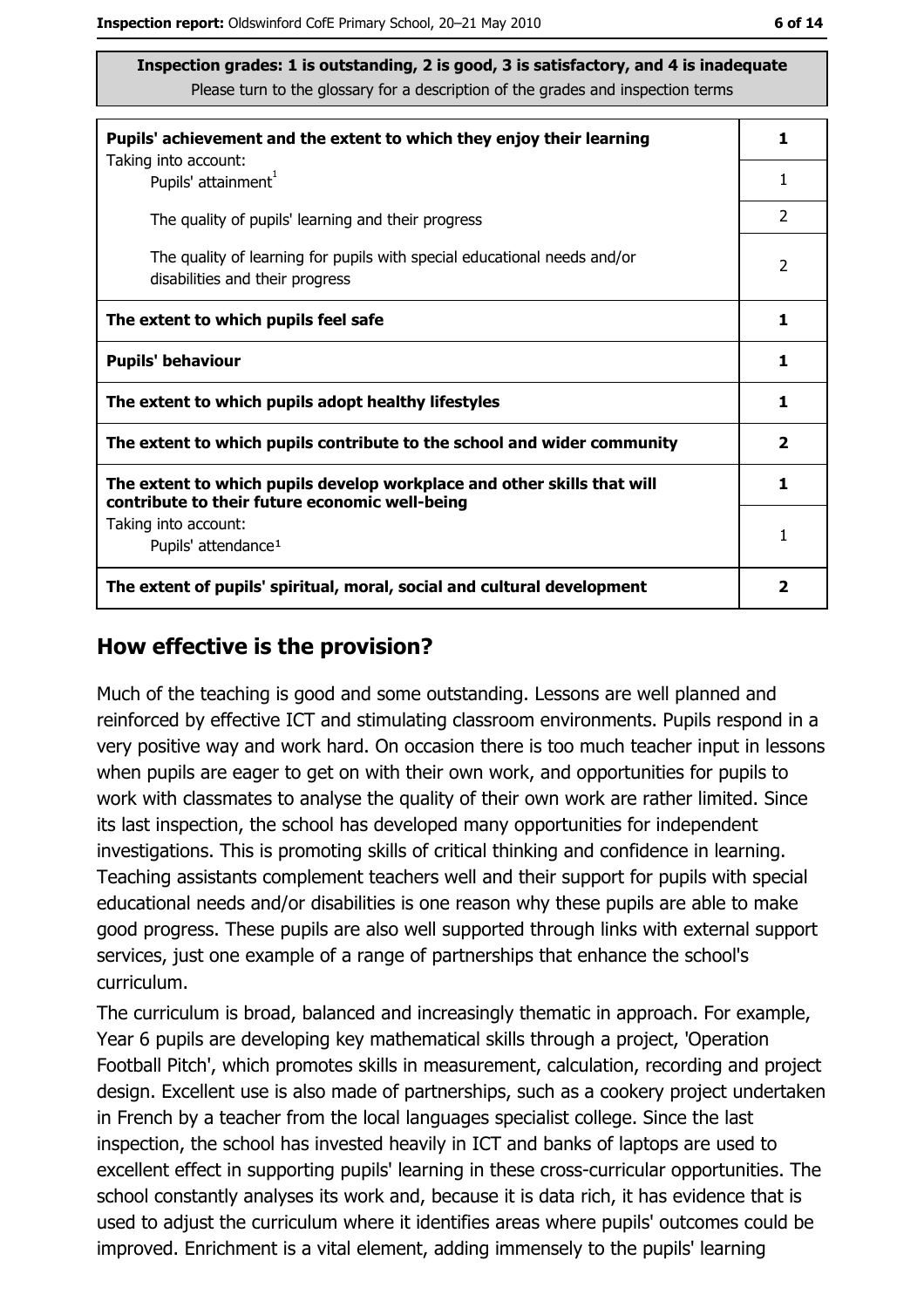**Inspection grades: 1 is outstanding, 2 is good, 3 is satisfactory, and 4 is inadequate**
Please turn to the glossary for a description of the grades and inspection terms

| | |
|---|---|
| **Pupils' achievement and the extent to which they enjoy their learning**<br>Taking into account: | **1** |
| Pupils' attainment[1] | 1 |
| The quality of pupils' learning and their progress | 2 |
| The quality of learning for pupils with special educational needs and/or disabilities and their progress | 2 |
| **The extent to which pupils feel safe** | **1** |
| **Pupils' behaviour** | **1** |
| **The extent to which pupils adopt healthy lifestyles** | **1** |
| **The extent to which pupils contribute to the school and wider community** | **2** |
| **The extent to which pupils develop workplace and other skills that will contribute to their future economic well-being** | **1** |
| Taking into account:<br>Pupils' attendance[1] | 1 |
| **The extent of pupils' spiritual, moral, social and cultural development** | **2** |

## How effective is the provision?

Much of the teaching is good and some outstanding. Lessons are well planned and reinforced by effective ICT and stimulating classroom environments. Pupils respond in a very positive way and work hard. On occasion there is too much teacher input in lessons when pupils are eager to get on with their own work, and opportunities for pupils to work with classmates to analyse the quality of their own work are rather limited. Since its last inspection, the school has developed many opportunities for independent investigations. This is promoting skills of critical thinking and confidence in learning. Teaching assistants complement teachers well and their support for pupils with special educational needs and/or disabilities is one reason why these pupils are able to make good progress. These pupils are also well supported through links with external support services, just one example of a range of partnerships that enhance the school's curriculum.

The curriculum is broad, balanced and increasingly thematic in approach. For example, Year 6 pupils are developing key mathematical skills through a project, 'Operation Football Pitch', which promotes skills in measurement, calculation, recording and project design. Excellent use is also made of partnerships, such as a cookery project undertaken in French by a teacher from the local languages specialist college. Since the last inspection, the school has invested heavily in ICT and banks of laptops are used to excellent effect in supporting pupils' learning in these cross-curricular opportunities. The school constantly analyses its work and, because it is data rich, it has evidence that is used to adjust the curriculum where it identifies areas where pupils' outcomes could be improved. Enrichment is a vital element, adding immensely to the pupils' learning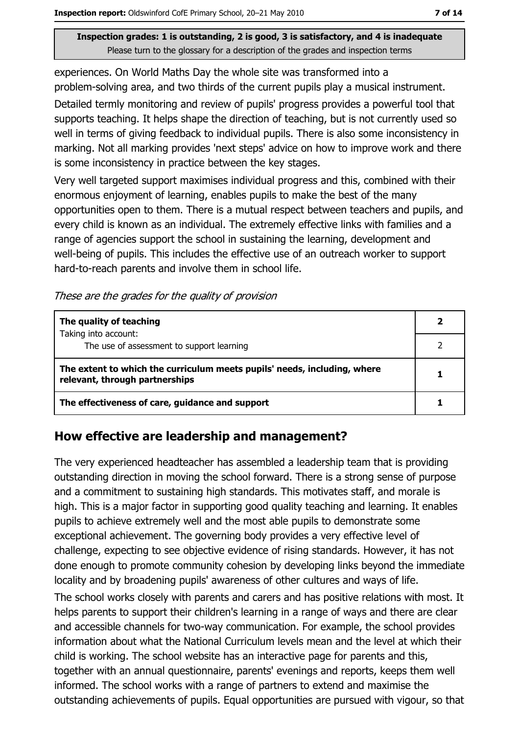Inspection grades: 1 is outstanding, 2 is good, 3 is satisfactory, and 4 is inadequate
Please turn to the glossary for a description of the grades and inspection terms

experiences. On World Maths Day the whole site was transformed into a problem-solving area, and two thirds of the current pupils play a musical instrument.

Detailed termly monitoring and review of pupils' progress provides a powerful tool that supports teaching. It helps shape the direction of teaching, but is not currently used so well in terms of giving feedback to individual pupils. There is also some inconsistency in marking. Not all marking provides 'next steps' advice on how to improve work and there is some inconsistency in practice between the key stages.

Very well targeted support maximises individual progress and this, combined with their enormous enjoyment of learning, enables pupils to make the best of the many opportunities open to them. There is a mutual respect between teachers and pupils, and every child is known as an individual. The extremely effective links with families and a range of agencies support the school in sustaining the learning, development and well-being of pupils. This includes the effective use of an outreach worker to support hard-to-reach parents and involve them in school life.

*These are the grades for the quality of provision*

| | |
|---|---|
| **The quality of teaching** Taking into account: | **2** |
| The use of assessment to support learning | 2 |
| **The extent to which the curriculum meets pupils' needs, including, where relevant, through partnerships** | **1** |
| **The effectiveness of care, guidance and support** | **1** |

## How effective are leadership and management?

The very experienced headteacher has assembled a leadership team that is providing outstanding direction in moving the school forward. There is a strong sense of purpose and a commitment to sustaining high standards. This motivates staff, and morale is high. This is a major factor in supporting good quality teaching and learning. It enables pupils to achieve extremely well and the most able pupils to demonstrate some exceptional achievement. The governing body provides a very effective level of challenge, expecting to see objective evidence of rising standards. However, it has not done enough to promote community cohesion by developing links beyond the immediate locality and by broadening pupils' awareness of other cultures and ways of life.

The school works closely with parents and carers and has positive relations with most. It helps parents to support their children's learning in a range of ways and there are clear and accessible channels for two-way communication. For example, the school provides information about what the National Curriculum levels mean and the level at which their child is working. The school website has an interactive page for parents and this, together with an annual questionnaire, parents' evenings and reports, keeps them well informed. The school works with a range of partners to extend and maximise the outstanding achievements of pupils. Equal opportunities are pursued with vigour, so that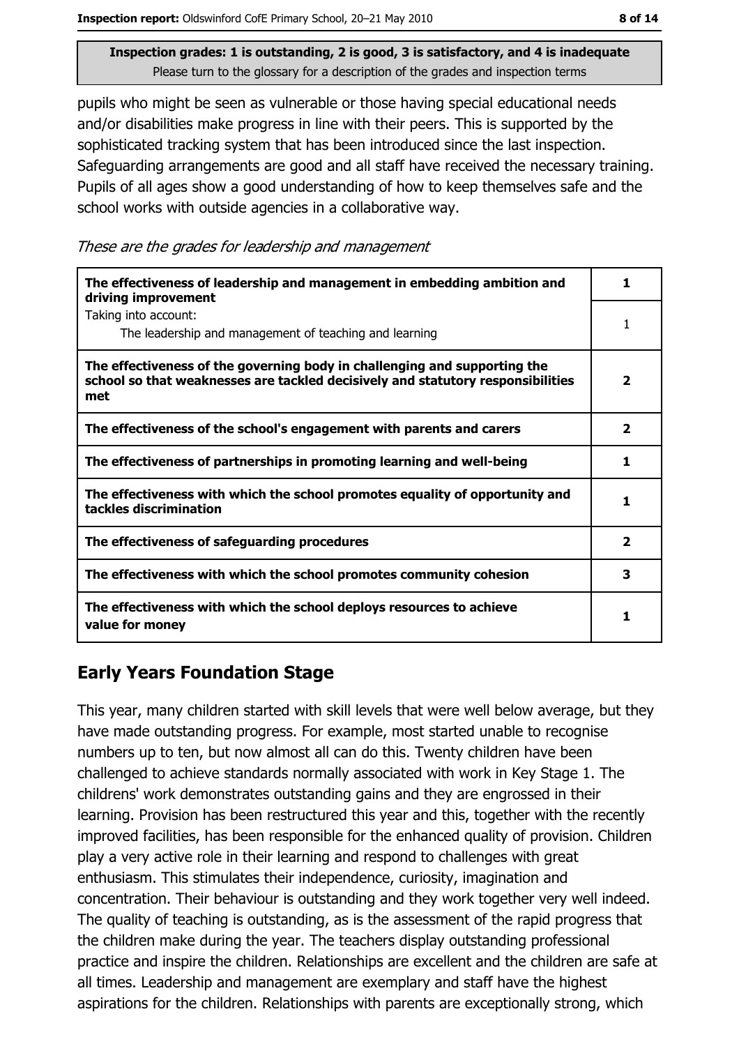**Inspection grades: 1 is outstanding, 2 is good, 3 is satisfactory, and 4 is inadequate**
Please turn to the glossary for a description of the grades and inspection terms

pupils who might be seen as vulnerable or those having special educational needs and/or disabilities make progress in line with their peers. This is supported by the sophisticated tracking system that has been introduced since the last inspection. Safeguarding arrangements are good and all staff have received the necessary training. Pupils of all ages show a good understanding of how to keep themselves safe and the school works with outside agencies in a collaborative way.

*These are the grades for leadership and management*

| | |
|---|---|
| **The effectiveness of leadership and management in embedding ambition and driving improvement** | **1** |
| Taking into account: The leadership and management of teaching and learning | 1 |
| **The effectiveness of the governing body in challenging and supporting the school so that weaknesses are tackled decisively and statutory responsibilities met** | **2** |
| **The effectiveness of the school's engagement with parents and carers** | **2** |
| **The effectiveness of partnerships in promoting learning and well-being** | **1** |
| **The effectiveness with which the school promotes equality of opportunity and tackles discrimination** | **1** |
| **The effectiveness of safeguarding procedures** | **2** |
| **The effectiveness with which the school promotes community cohesion** | **3** |
| **The effectiveness with which the school deploys resources to achieve value for money** | **1** |

## Early Years Foundation Stage

This year, many children started with skill levels that were well below average, but they have made outstanding progress. For example, most started unable to recognise numbers up to ten, but now almost all can do this. Twenty children have been challenged to achieve standards normally associated with work in Key Stage 1. The childrens' work demonstrates outstanding gains and they are engrossed in their learning. Provision has been restructured this year and this, together with the recently improved facilities, has been responsible for the enhanced quality of provision. Children play a very active role in their learning and respond to challenges with great enthusiasm. This stimulates their independence, curiosity, imagination and concentration. Their behaviour is outstanding and they work together very well indeed. The quality of teaching is outstanding, as is the assessment of the rapid progress that the children make during the year. The teachers display outstanding professional practice and inspire the children. Relationships are excellent and the children are safe at all times. Leadership and management are exemplary and staff have the highest aspirations for the children. Relationships with parents are exceptionally strong, which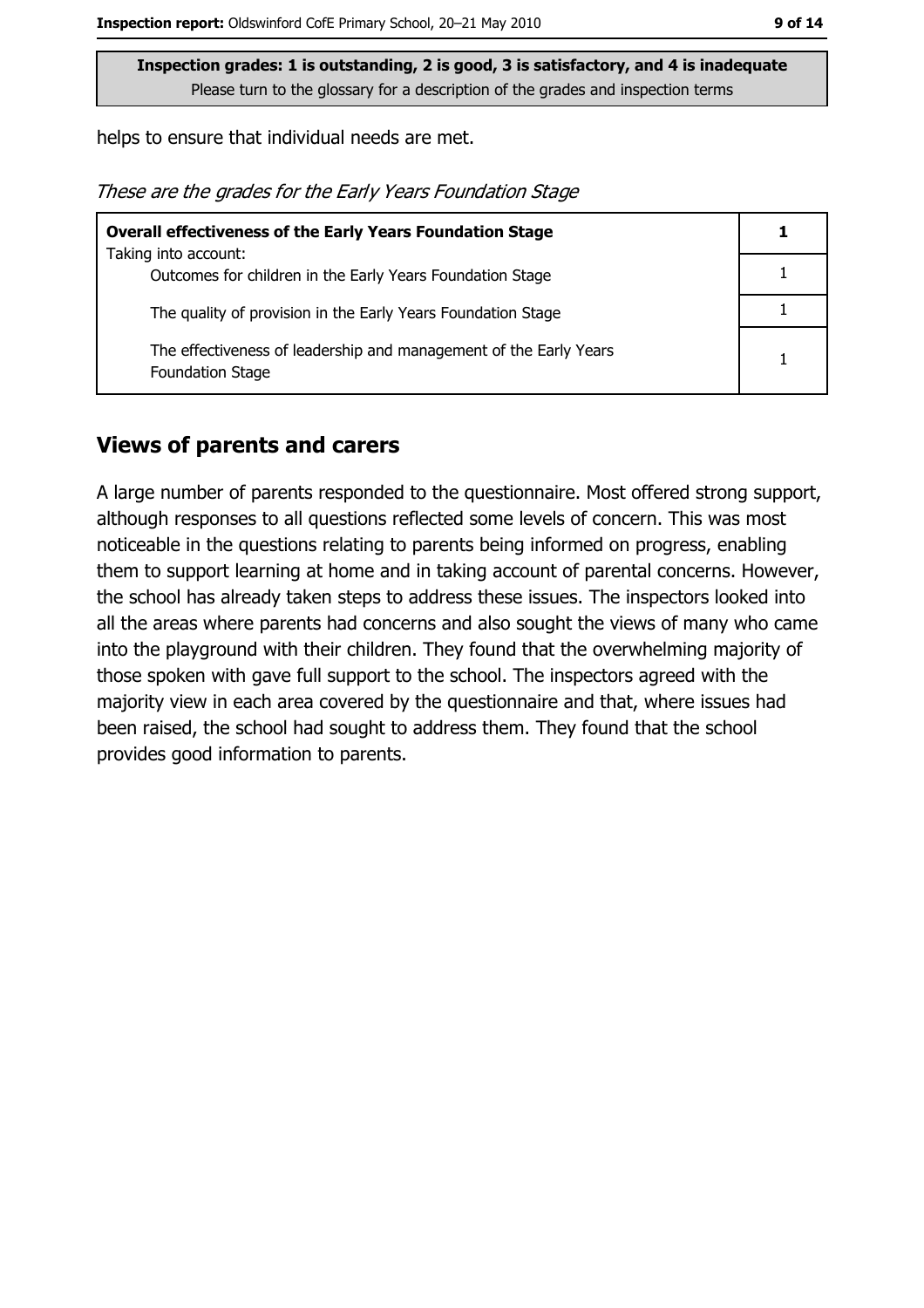**Inspection grades: 1 is outstanding, 2 is good, 3 is satisfactory, and 4 is inadequate**
Please turn to the glossary for a description of the grades and inspection terms

helps to ensure that individual needs are met.

*These are the grades for the Early Years Foundation Stage*

| **Overall effectiveness of the Early Years Foundation Stage** Taking into account: | **1** |
|---|---|
| Outcomes for children in the Early Years Foundation Stage | 1 |
| The quality of provision in the Early Years Foundation Stage | 1 |
| The effectiveness of leadership and management of the Early Years Foundation Stage | 1 |

## Views of parents and carers

A large number of parents responded to the questionnaire. Most offered strong support, although responses to all questions reflected some levels of concern. This was most noticeable in the questions relating to parents being informed on progress, enabling them to support learning at home and in taking account of parental concerns. However, the school has already taken steps to address these issues. The inspectors looked into all the areas where parents had concerns and also sought the views of many who came into the playground with their children. They found that the overwhelming majority of those spoken with gave full support to the school. The inspectors agreed with the majority view in each area covered by the questionnaire and that, where issues had been raised, the school had sought to address them. They found that the school provides good information to parents.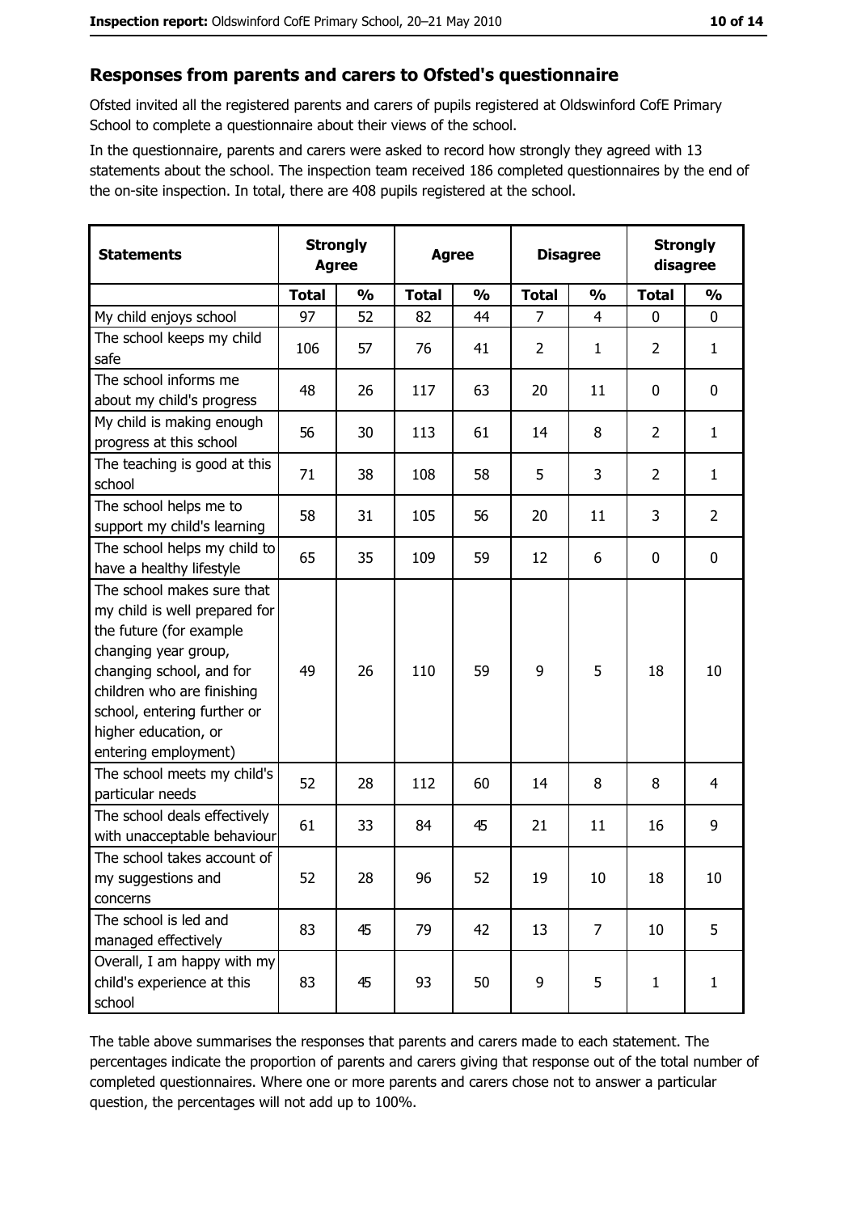## Responses from parents and carers to Ofsted's questionnaire

Ofsted invited all the registered parents and carers of pupils registered at Oldswinford CofE Primary School to complete a questionnaire about their views of the school.

In the questionnaire, parents and carers were asked to record how strongly they agreed with 13 statements about the school. The inspection team received 186 completed questionnaires by the end of the on-site inspection. In total, there are 408 pupils registered at the school.

| Statements | Strongly Agree | | Agree | | Disagree | | Strongly disagree | |
|---|---|---|---|---|---|---|---|---|
| | Total | % | Total | % | Total | % | Total | % |
| My child enjoys school | 97 | 52 | 82 | 44 | 7 | 4 | 0 | 0 |
| The school keeps my child safe | 106 | 57 | 76 | 41 | 2 | 1 | 2 | 1 |
| The school informs me about my child's progress | 48 | 26 | 117 | 63 | 20 | 11 | 0 | 0 |
| My child is making enough progress at this school | 56 | 30 | 113 | 61 | 14 | 8 | 2 | 1 |
| The teaching is good at this school | 71 | 38 | 108 | 58 | 5 | 3 | 2 | 1 |
| The school helps me to support my child's learning | 58 | 31 | 105 | 56 | 20 | 11 | 3 | 2 |
| The school helps my child to have a healthy lifestyle | 65 | 35 | 109 | 59 | 12 | 6 | 0 | 0 |
| The school makes sure that my child is well prepared for the future (for example changing year group, changing school, and for children who are finishing school, entering further or higher education, or entering employment) | 49 | 26 | 110 | 59 | 9 | 5 | 18 | 10 |
| The school meets my child's particular needs | 52 | 28 | 112 | 60 | 14 | 8 | 8 | 4 |
| The school deals effectively with unacceptable behaviour | 61 | 33 | 84 | 45 | 21 | 11 | 16 | 9 |
| The school takes account of my suggestions and concerns | 52 | 28 | 96 | 52 | 19 | 10 | 18 | 10 |
| The school is led and managed effectively | 83 | 45 | 79 | 42 | 13 | 7 | 10 | 5 |
| Overall, I am happy with my child's experience at this school | 83 | 45 | 93 | 50 | 9 | 5 | 1 | 1 |

The table above summarises the responses that parents and carers made to each statement. The percentages indicate the proportion of parents and carers giving that response out of the total number of completed questionnaires. Where one or more parents and carers chose not to answer a particular question, the percentages will not add up to 100%.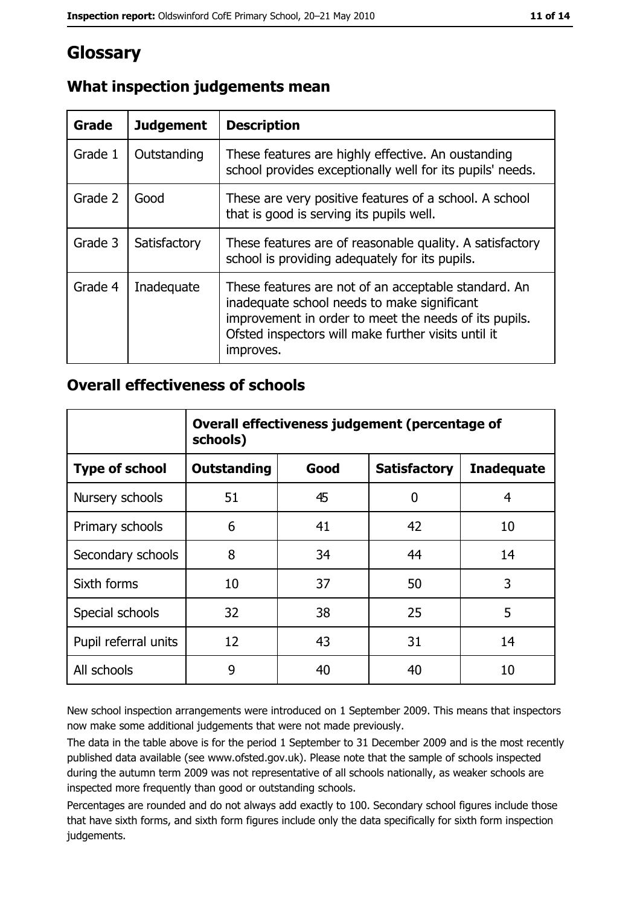# Glossary

## What inspection judgements mean

| Grade | Judgement | Description |
|---|---|---|
| Grade 1 | Outstanding | These features are highly effective. An oustanding school provides exceptionally well for its pupils' needs. |
| Grade 2 | Good | These are very positive features of a school. A school that is good is serving its pupils well. |
| Grade 3 | Satisfactory | These features are of reasonable quality. A satisfactory school is providing adequately for its pupils. |
| Grade 4 | Inadequate | These features are not of an acceptable standard. An inadequate school needs to make significant improvement in order to meet the needs of its pupils. Ofsted inspectors will make further visits until it improves. |

## Overall effectiveness of schools

| | Overall effectiveness judgement (percentage of schools) | | | |
|---|---|---|---|---|
| **Type of school** | **Outstanding** | **Good** | **Satisfactory** | **Inadequate** |
| Nursery schools | 51 | 45 | 0 | 4 |
| Primary schools | 6 | 41 | 42 | 10 |
| Secondary schools | 8 | 34 | 44 | 14 |
| Sixth forms | 10 | 37 | 50 | 3 |
| Special schools | 32 | 38 | 25 | 5 |
| Pupil referral units | 12 | 43 | 31 | 14 |
| All schools | 9 | 40 | 40 | 10 |

New school inspection arrangements were introduced on 1 September 2009. This means that inspectors now make some additional judgements that were not made previously.

The data in the table above is for the period 1 September to 31 December 2009 and is the most recently published data available (see www.ofsted.gov.uk). Please note that the sample of schools inspected during the autumn term 2009 was not representative of all schools nationally, as weaker schools are inspected more frequently than good or outstanding schools.

Percentages are rounded and do not always add exactly to 100. Secondary school figures include those that have sixth forms, and sixth form figures include only the data specifically for sixth form inspection judgements.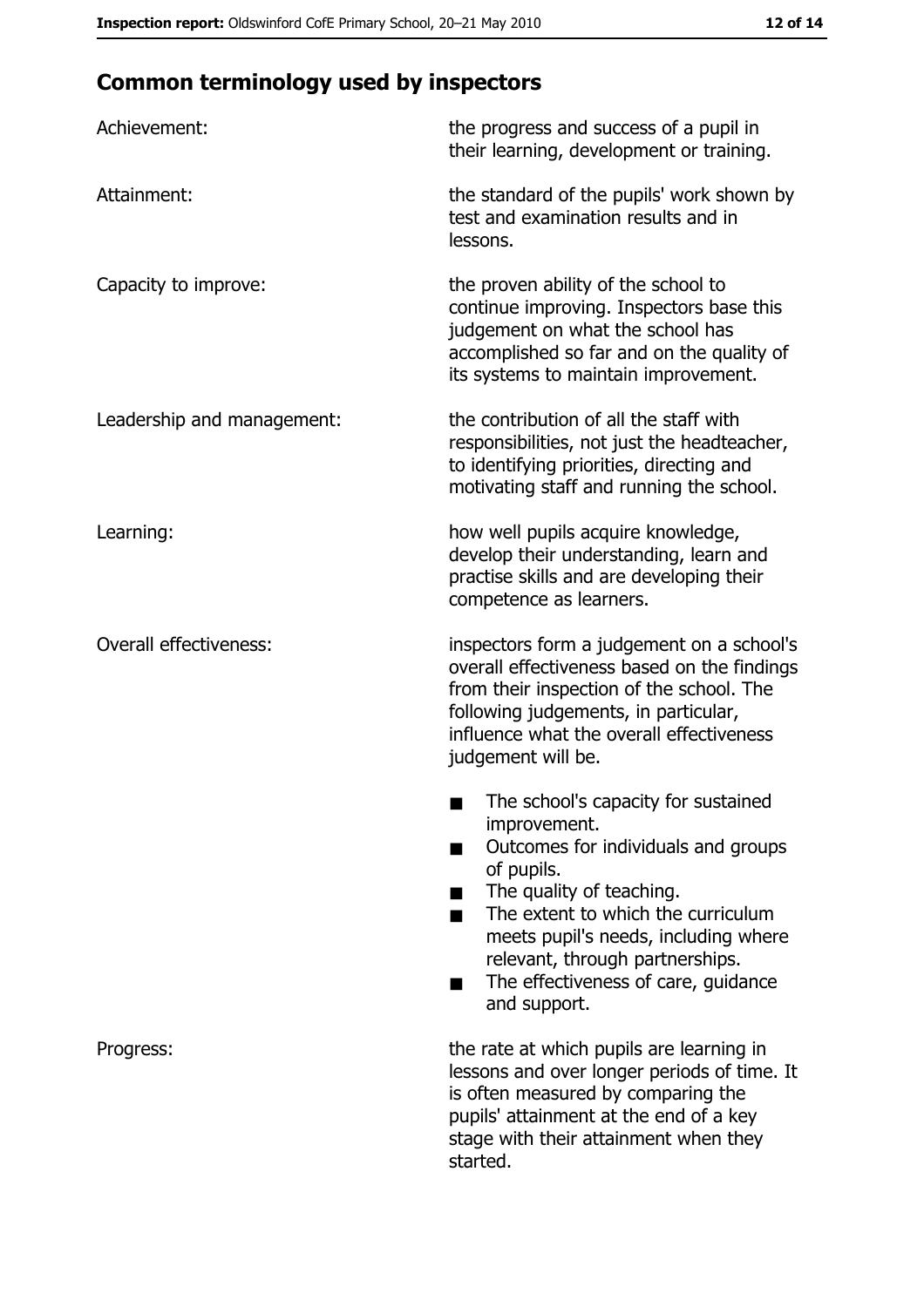## Common terminology used by inspectors

| | |
|---|---|
| Achievement: | the progress and success of a pupil in their learning, development or training. |
| Attainment: | the standard of the pupils' work shown by test and examination results and in lessons. |
| Capacity to improve: | the proven ability of the school to continue improving. Inspectors base this judgement on what the school has accomplished so far and on the quality of its systems to maintain improvement. |
| Leadership and management: | the contribution of all the staff with responsibilities, not just the headteacher, to identifying priorities, directing and motivating staff and running the school. |
| Learning: | how well pupils acquire knowledge, develop their understanding, learn and practise skills and are developing their competence as learners. |
| Overall effectiveness: | inspectors form a judgement on a school's overall effectiveness based on the findings from their inspection of the school. The following judgements, in particular, influence what the overall effectiveness judgement will be.<br>■ The school's capacity for sustained improvement.<br>■ Outcomes for individuals and groups of pupils.<br>■ The quality of teaching.<br>■ The extent to which the curriculum meets pupil's needs, including where relevant, through partnerships.<br>■ The effectiveness of care, guidance and support. |
| Progress: | the rate at which pupils are learning in lessons and over longer periods of time. It is often measured by comparing the pupils' attainment at the end of a key stage with their attainment when they started. |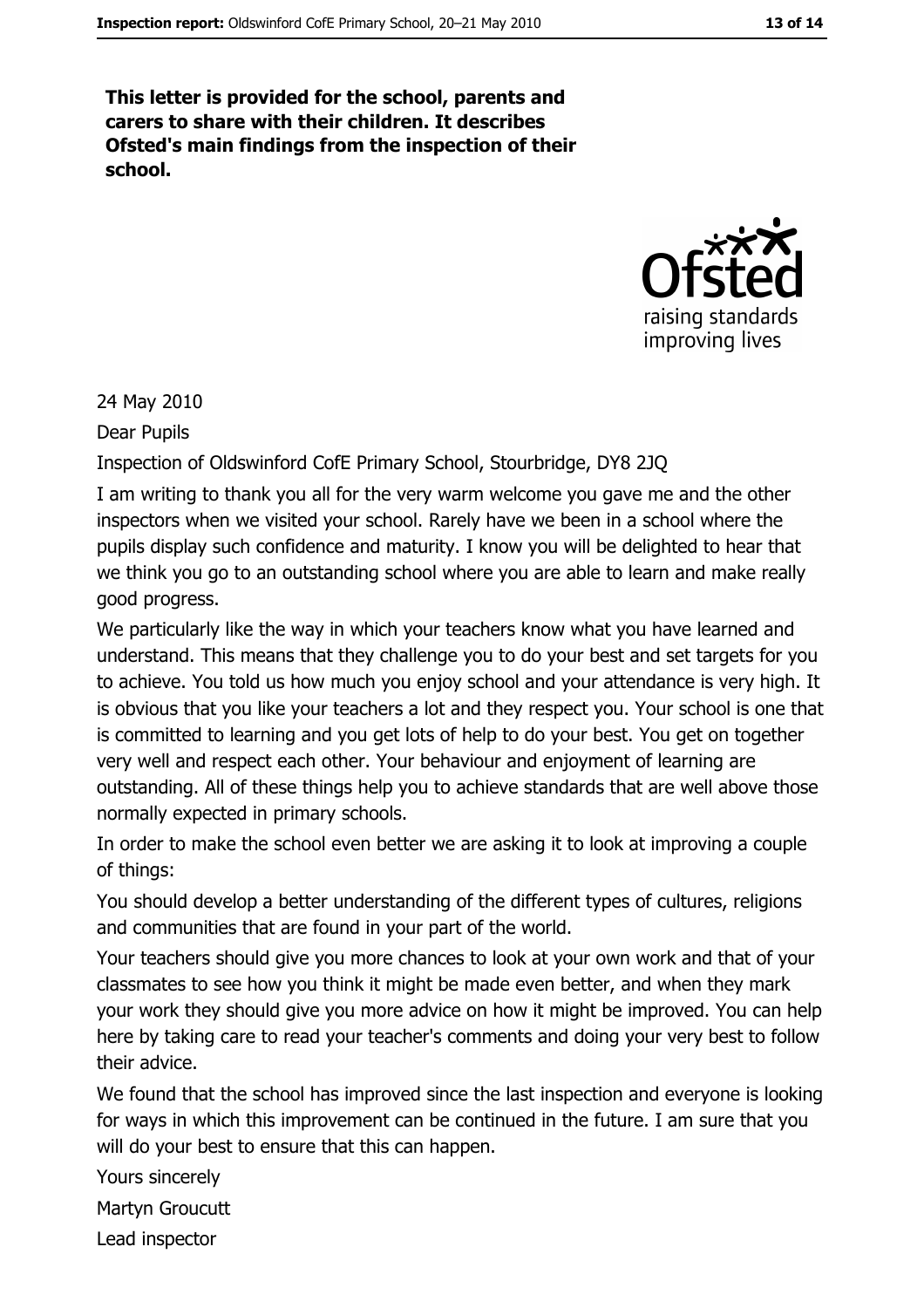**This letter is provided for the school, parents and carers to share with their children. It describes Ofsted's main findings from the inspection of their school.**

24 May 2010

Dear Pupils

Inspection of Oldswinford CofE Primary School, Stourbridge, DY8 2JQ

I am writing to thank you all for the very warm welcome you gave me and the other inspectors when we visited your school. Rarely have we been in a school where the pupils display such confidence and maturity. I know you will be delighted to hear that we think you go to an outstanding school where you are able to learn and make really good progress.

We particularly like the way in which your teachers know what you have learned and understand. This means that they challenge you to do your best and set targets for you to achieve. You told us how much you enjoy school and your attendance is very high. It is obvious that you like your teachers a lot and they respect you. Your school is one that is committed to learning and you get lots of help to do your best. You get on together very well and respect each other. Your behaviour and enjoyment of learning are outstanding. All of these things help you to achieve standards that are well above those normally expected in primary schools.

In order to make the school even better we are asking it to look at improving a couple of things:

You should develop a better understanding of the different types of cultures, religions and communities that are found in your part of the world.

Your teachers should give you more chances to look at your own work and that of your classmates to see how you think it might be made even better, and when they mark your work they should give you more advice on how it might be improved. You can help here by taking care to read your teacher's comments and doing your very best to follow their advice.

We found that the school has improved since the last inspection and everyone is looking for ways in which this improvement can be continued in the future. I am sure that you will do your best to ensure that this can happen.

Yours sincerely

Martyn Groucutt

Lead inspector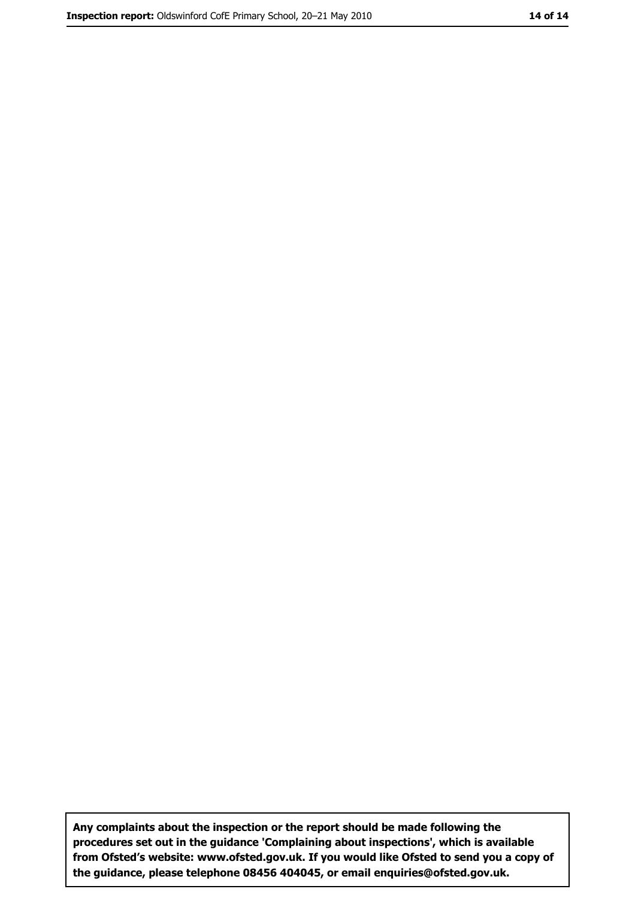**Any complaints about the inspection or the report should be made following the procedures set out in the guidance 'Complaining about inspections', which is available from Ofsted's website: www.ofsted.gov.uk. If you would like Ofsted to send you a copy of the guidance, please telephone 08456 404045, or email enquiries@ofsted.gov.uk.**